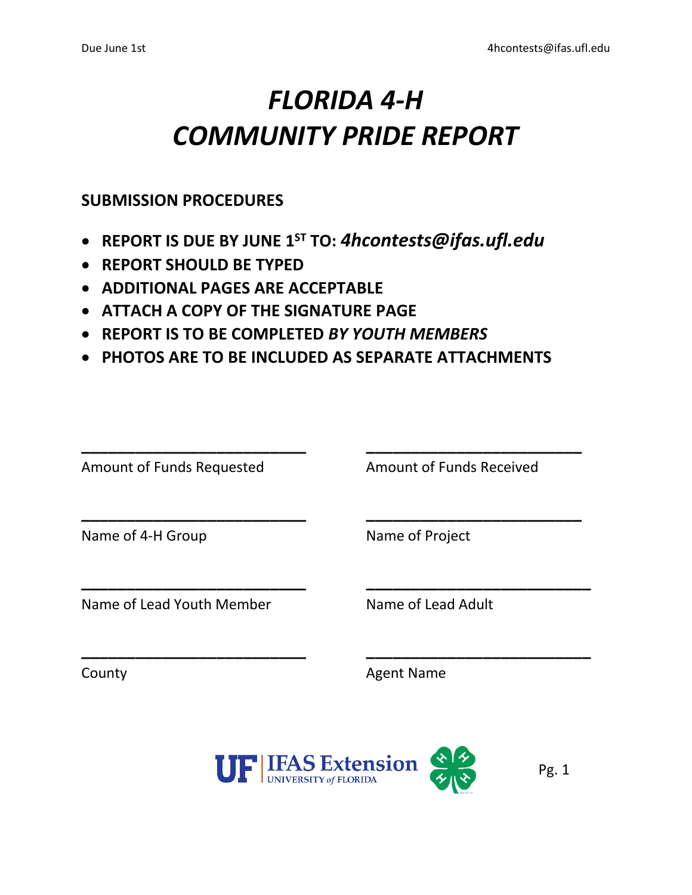# *FLORIDA 4-H*
# *COMMUNITY PRIDE REPORT*

## SUBMISSION PROCEDURES

- **REPORT IS DUE BY JUNE 1ST TO: *4hcontests@ifas.ufl.edu***
- **REPORT SHOULD BE TYPED**
- **ADDITIONAL PAGES ARE ACCEPTABLE**
- **ATTACH A COPY OF THE SIGNATURE PAGE**
- **REPORT IS TO BE COMPLETED *BY YOUTH MEMBERS***
- **PHOTOS ARE TO BE INCLUDED AS SEPARATE ATTACHMENTS**

___________________________ Amount of Funds Requested

___________________________ Amount of Funds Received

___________________________ Name of 4-H Group

___________________________ Name of Project

___________________________ Name of Lead Youth Member

___________________________ Name of Lead Adult

___________________________ County

___________________________ Agent Name

UF | IFAS Extension UNIVERSITY of FLORIDA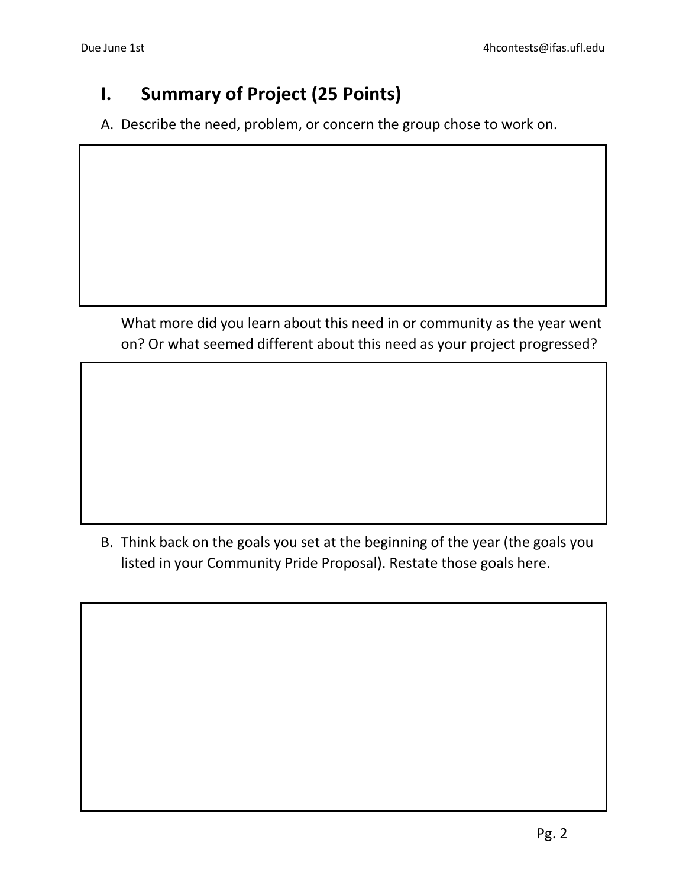## I. Summary of Project (25 Points)

A. Describe the need, problem, or concern the group chose to work on.

What more did you learn about this need in or community as the year went on? Or what seemed different about this need as your project progressed?

B. Think back on the goals you set at the beginning of the year (the goals you listed in your Community Pride Proposal). Restate those goals here.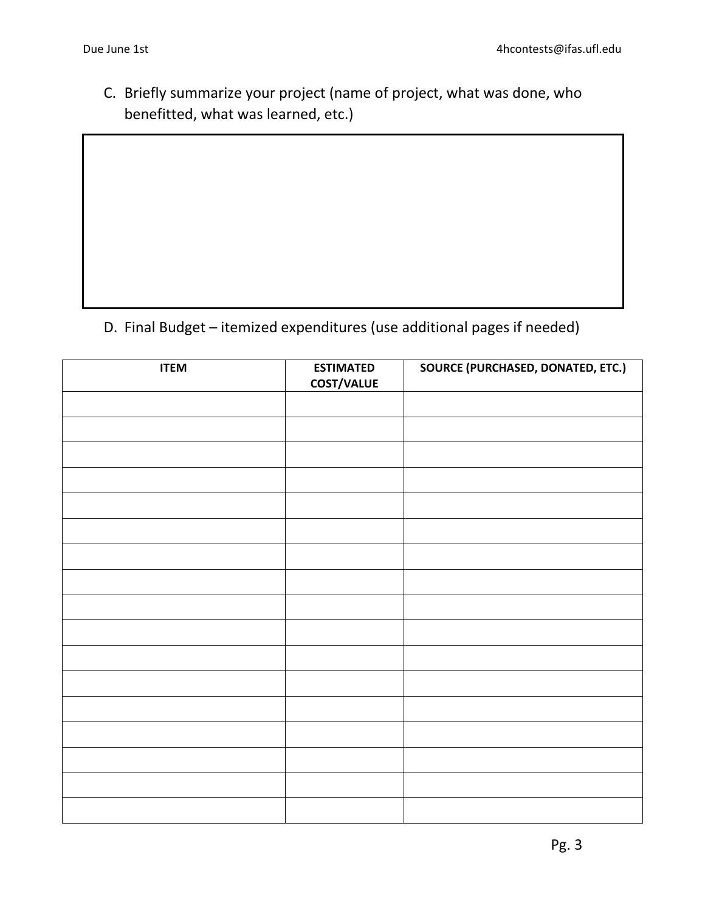C. Briefly summarize your project (name of project, what was done, who benefitted, what was learned, etc.)

D. Final Budget – itemized expenditures (use additional pages if needed)

| ITEM | ESTIMATED COST/VALUE | SOURCE (PURCHASED, DONATED, ETC.) |
| --- | --- | --- |
| | | |
| | | |
| | | |
| | | |
| | | |
| | | |
| | | |
| | | |
| | | |
| | | |
| | | |
| | | |
| | | |
| | | |
| | | |
| | | |
| | | |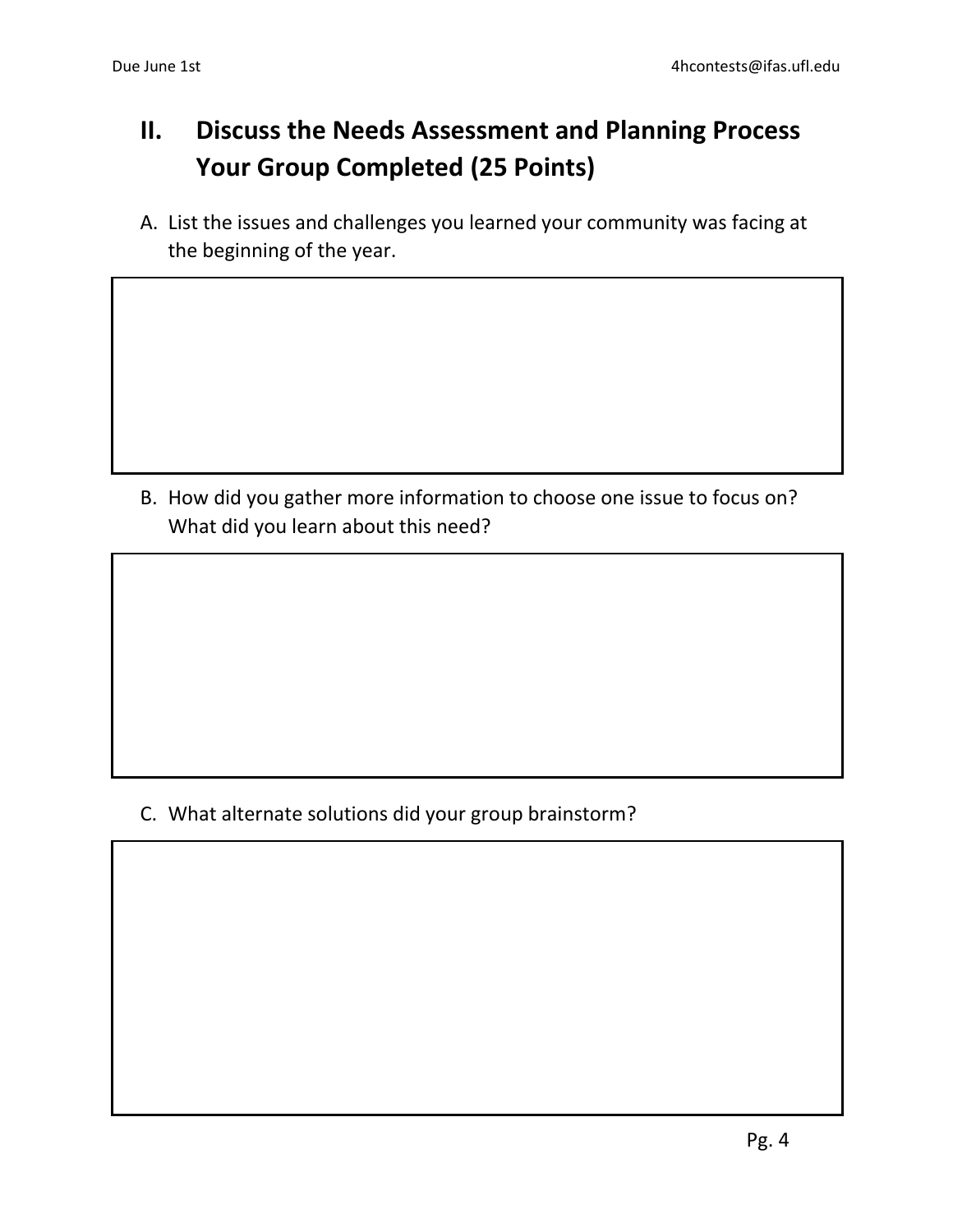## II. Discuss the Needs Assessment and Planning Process Your Group Completed (25 Points)

A. List the issues and challenges you learned your community was facing at the beginning of the year.

B. How did you gather more information to choose one issue to focus on? What did you learn about this need?

C. What alternate solutions did your group brainstorm?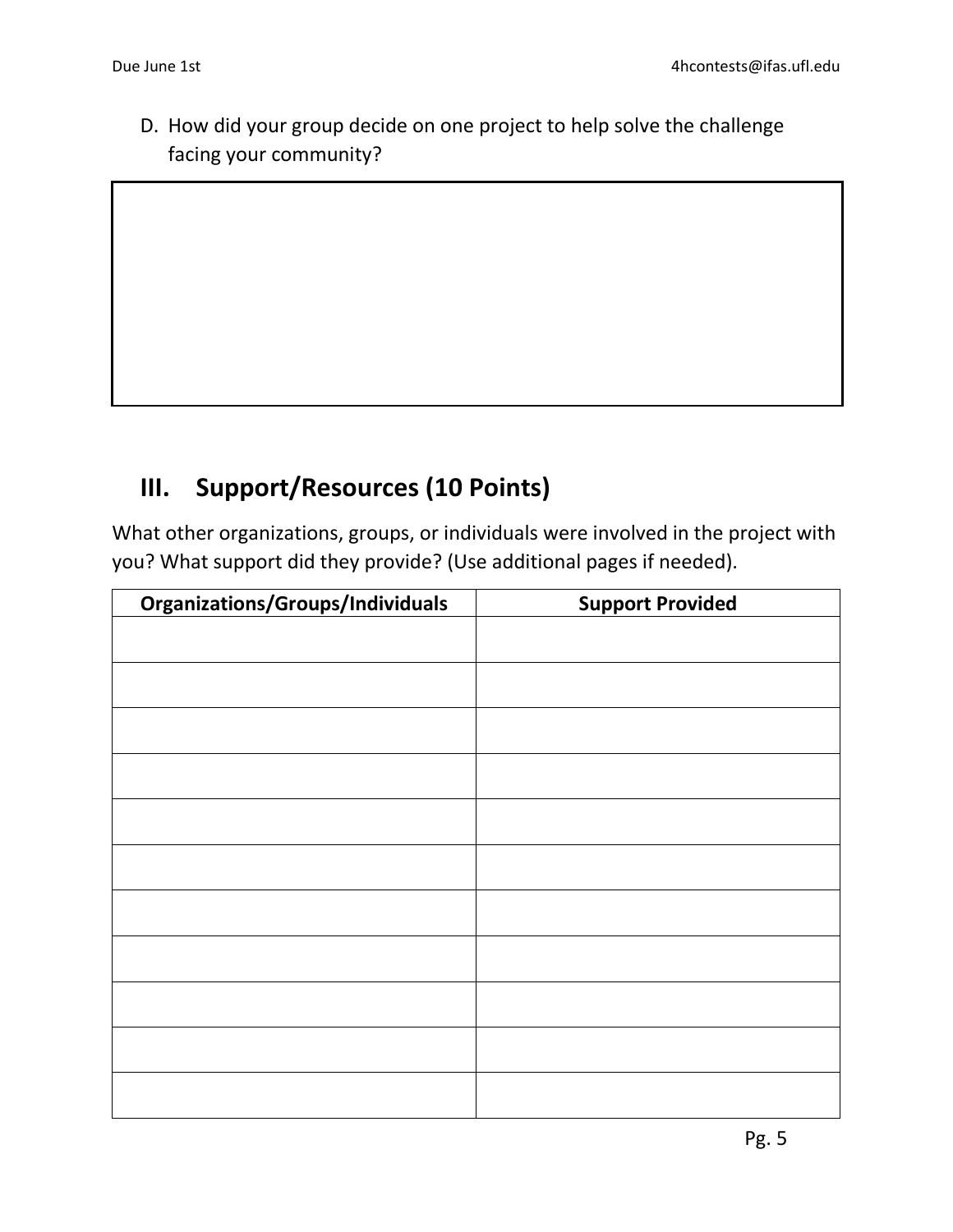D. How did your group decide on one project to help solve the challenge facing your community?

## III. Support/Resources (10 Points)

What other organizations, groups, or individuals were involved in the project with you? What support did they provide? (Use additional pages if needed).

| Organizations/Groups/Individuals | Support Provided |
| --- | --- |
| | |
| | |
| | |
| | |
| | |
| | |
| | |
| | |
| | |
| | |
| | |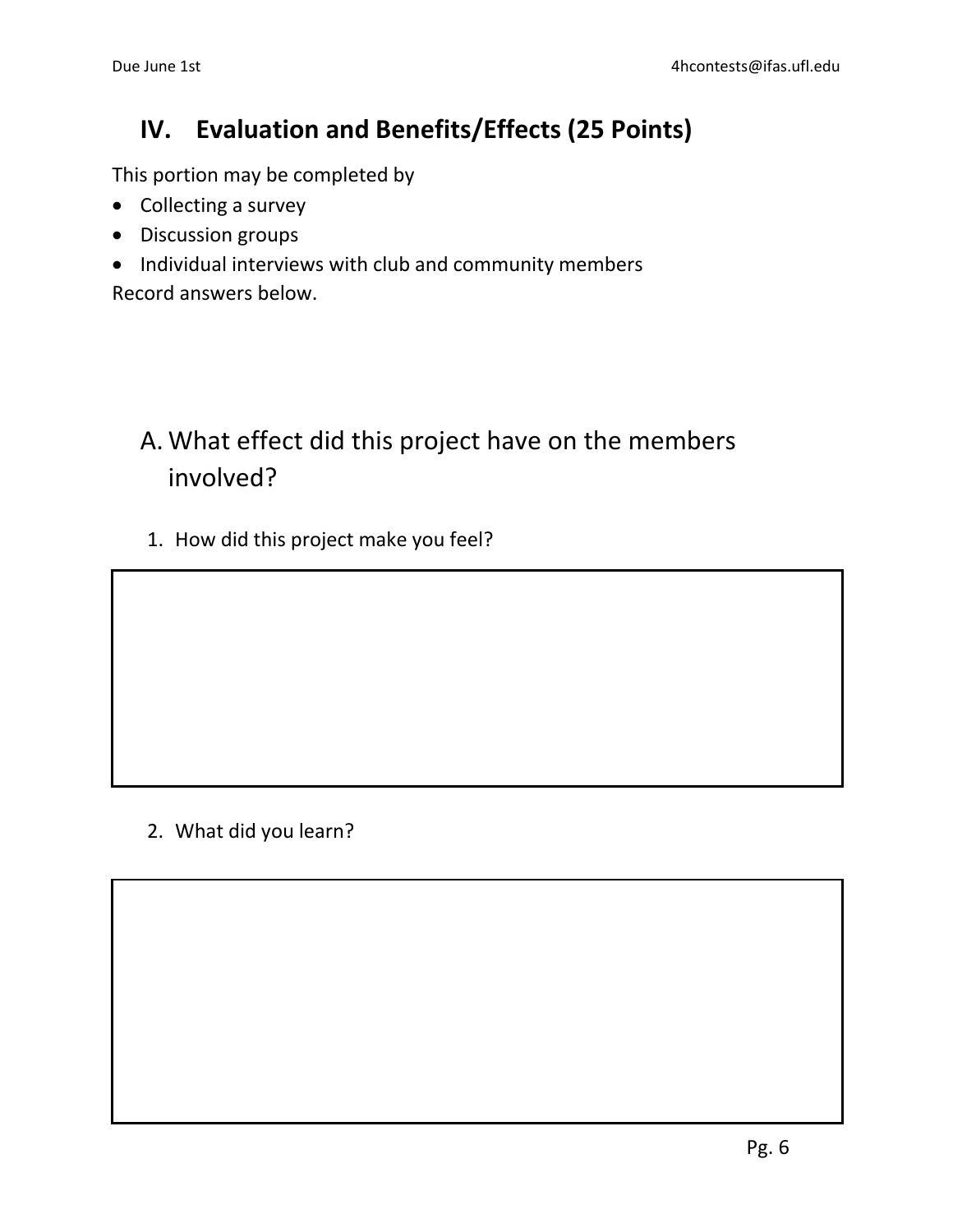## IV. Evaluation and Benefits/Effects (25 Points)

This portion may be completed by

- Collecting a survey
- Discussion groups
- Individual interviews with club and community members

Record answers below.

### A. What effect did this project have on the members involved?

1. How did this project make you feel?

2. What did you learn?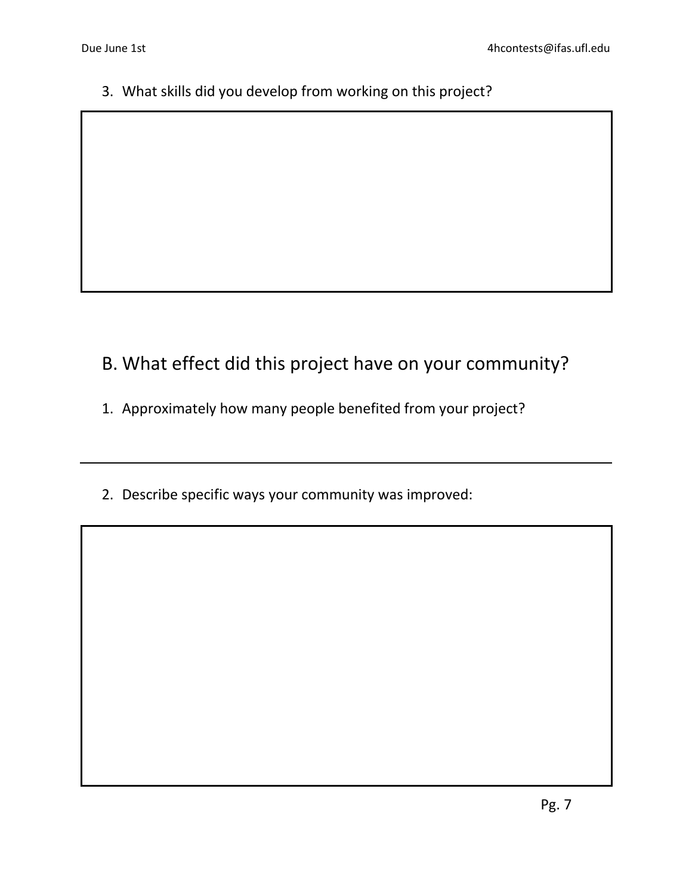3. What skills did you develop from working on this project?

## B. What effect did this project have on your community?

1. Approximately how many people benefited from your project?

2. Describe specific ways your community was improved: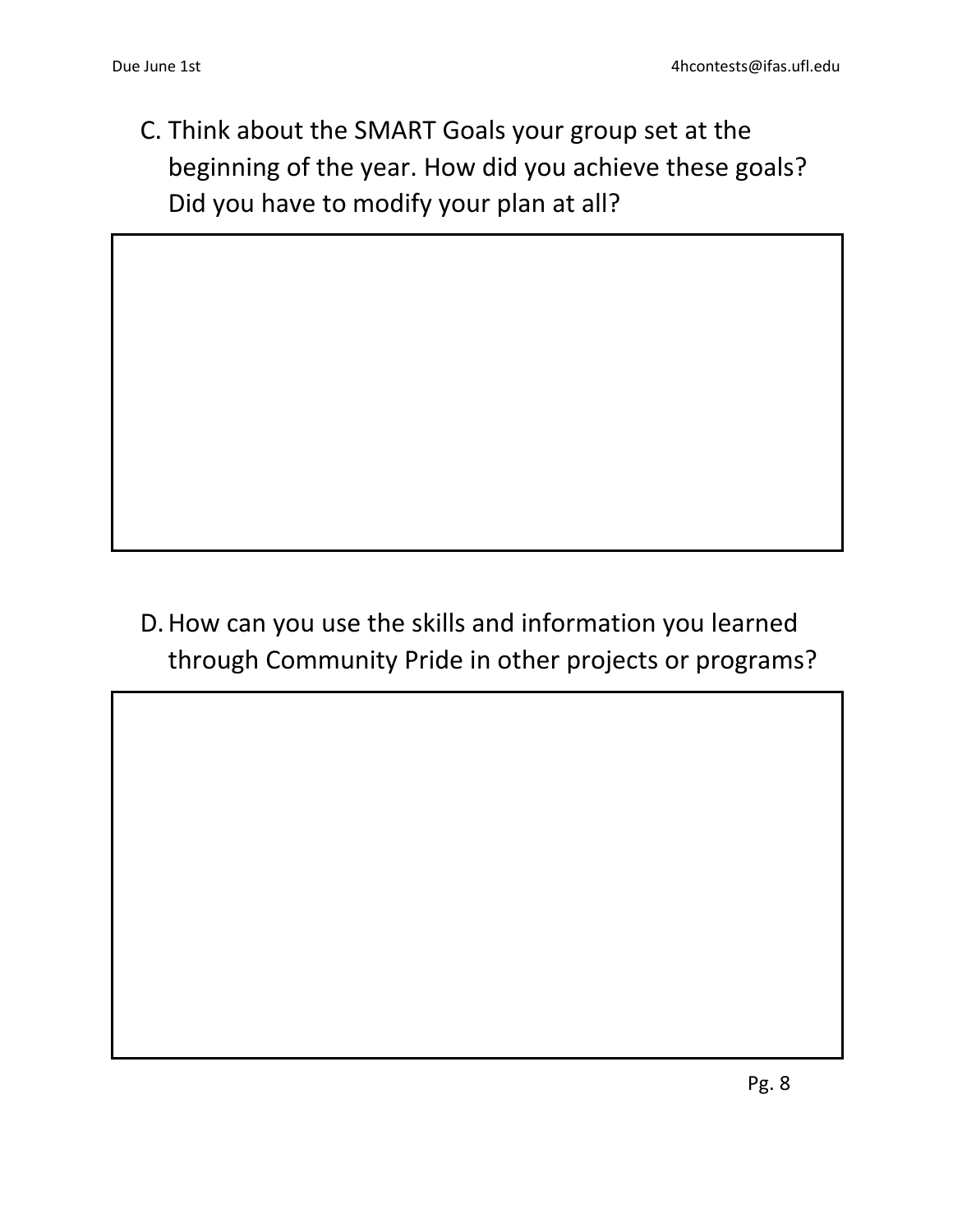C. Think about the SMART Goals your group set at the beginning of the year. How did you achieve these goals? Did you have to modify your plan at all?

D. How can you use the skills and information you learned through Community Pride in other projects or programs?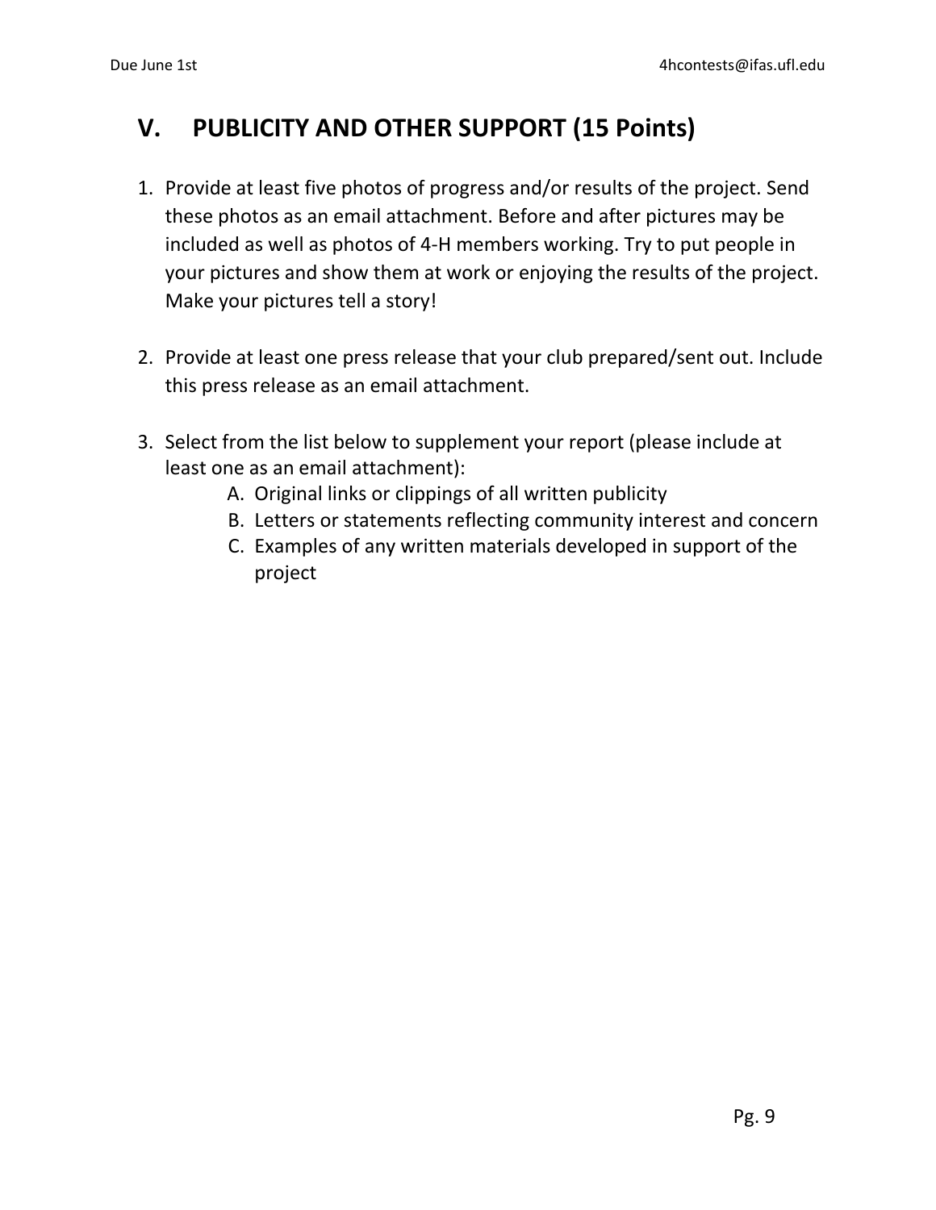## V. PUBLICITY AND OTHER SUPPORT (15 Points)

1. Provide at least five photos of progress and/or results of the project. Send these photos as an email attachment. Before and after pictures may be included as well as photos of 4-H members working. Try to put people in your pictures and show them at work or enjoying the results of the project. Make your pictures tell a story!

2. Provide at least one press release that your club prepared/sent out. Include this press release as an email attachment.

3. Select from the list below to supplement your report (please include at least one as an email attachment):
   A. Original links or clippings of all written publicity
   B. Letters or statements reflecting community interest and concern
   C. Examples of any written materials developed in support of the project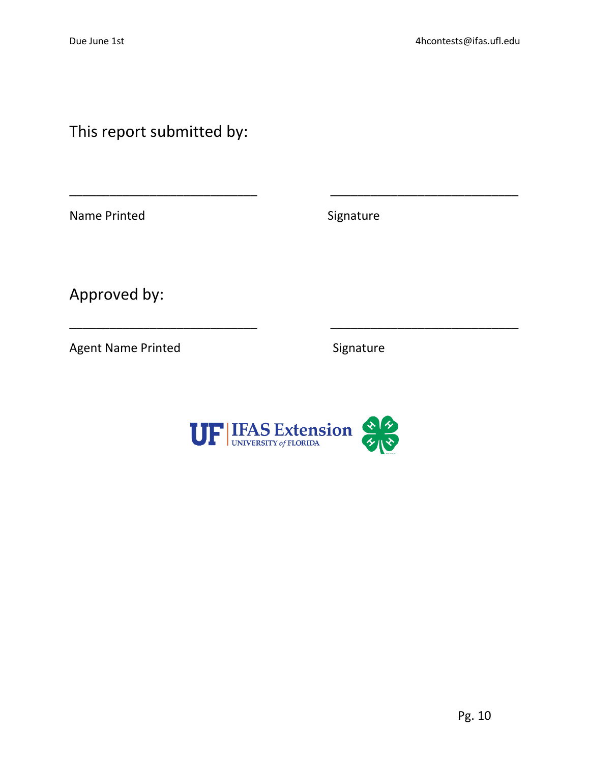This report submitted by:

\_\_\_\_\_\_\_\_\_\_\_\_\_\_\_\_\_\_\_\_\_\_\_\_\_\_\_\_\_\_ \_\_\_\_\_\_\_\_\_\_\_\_\_\_\_\_\_\_\_\_\_\_\_\_\_\_\_\_\_\_

Name Printed Signature

Approved by:

\_\_\_\_\_\_\_\_\_\_\_\_\_\_\_\_\_\_\_\_\_\_\_\_\_\_\_\_\_\_ \_\_\_\_\_\_\_\_\_\_\_\_\_\_\_\_\_\_\_\_\_\_\_\_\_\_\_\_\_\_

Agent Name Printed Signature

UF IFAS Extension UNIVERSITY of FLORIDA